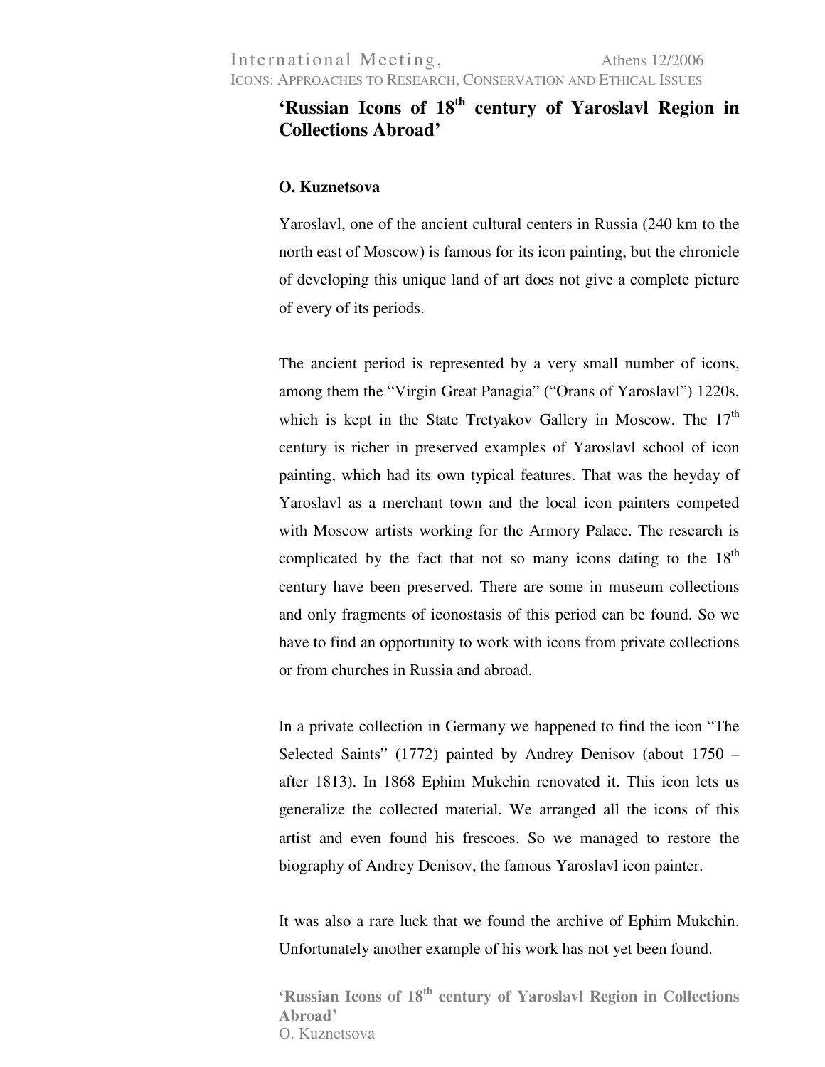# 'Russian Icons of 18th century of Yaroslavl Region in Collections Abroad'

**O. Kuznetsova**

Yaroslavl, one of the ancient cultural centers in Russia (240 km to the north east of Moscow) is famous for its icon painting, but the chronicle of developing this unique land of art does not give a complete picture of every of its periods.

The ancient period is represented by a very small number of icons, among them the "Virgin Great Panagia" ("Orans of Yaroslavl") 1220s, which is kept in the State Tretyakov Gallery in Moscow. The 17th century is richer in preserved examples of Yaroslavl school of icon painting, which had its own typical features. That was the heyday of Yaroslavl as a merchant town and the local icon painters competed with Moscow artists working for the Armory Palace. The research is complicated by the fact that not so many icons dating to the 18th century have been preserved. There are some in museum collections and only fragments of iconostasis of this period can be found. So we have to find an opportunity to work with icons from private collections or from churches in Russia and abroad.

In a private collection in Germany we happened to find the icon "The Selected Saints" (1772) painted by Andrey Denisov (about 1750 – after 1813). In 1868 Ephim Mukchin renovated it. This icon lets us generalize the collected material. We arranged all the icons of this artist and even found his frescoes. So we managed to restore the biography of Andrey Denisov, the famous Yaroslavl icon painter.

It was also a rare luck that we found the archive of Ephim Mukchin. Unfortunately another example of his work has not yet been found.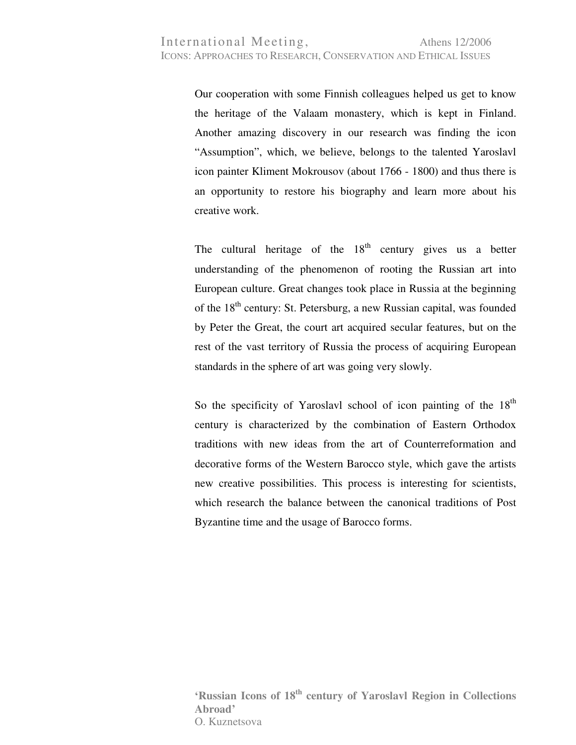Our cooperation with some Finnish colleagues helped us get to know the heritage of the Valaam monastery, which is kept in Finland. Another amazing discovery in our research was finding the icon "Assumption", which, we believe, belongs to the talented Yaroslavl icon painter Kliment Mokrousov (about 1766 - 1800) and thus there is an opportunity to restore his biography and learn more about his creative work.

The cultural heritage of the 18th century gives us a better understanding of the phenomenon of rooting the Russian art into European culture. Great changes took place in Russia at the beginning of the 18th century: St. Petersburg, a new Russian capital, was founded by Peter the Great, the court art acquired secular features, but on the rest of the vast territory of Russia the process of acquiring European standards in the sphere of art was going very slowly.

So the specificity of Yaroslavl school of icon painting of the 18th century is characterized by the combination of Eastern Orthodox traditions with new ideas from the art of Counterreformation and decorative forms of the Western Barocco style, which gave the artists new creative possibilities. This process is interesting for scientists, which research the balance between the canonical traditions of Post Byzantine time and the usage of Barocco forms.